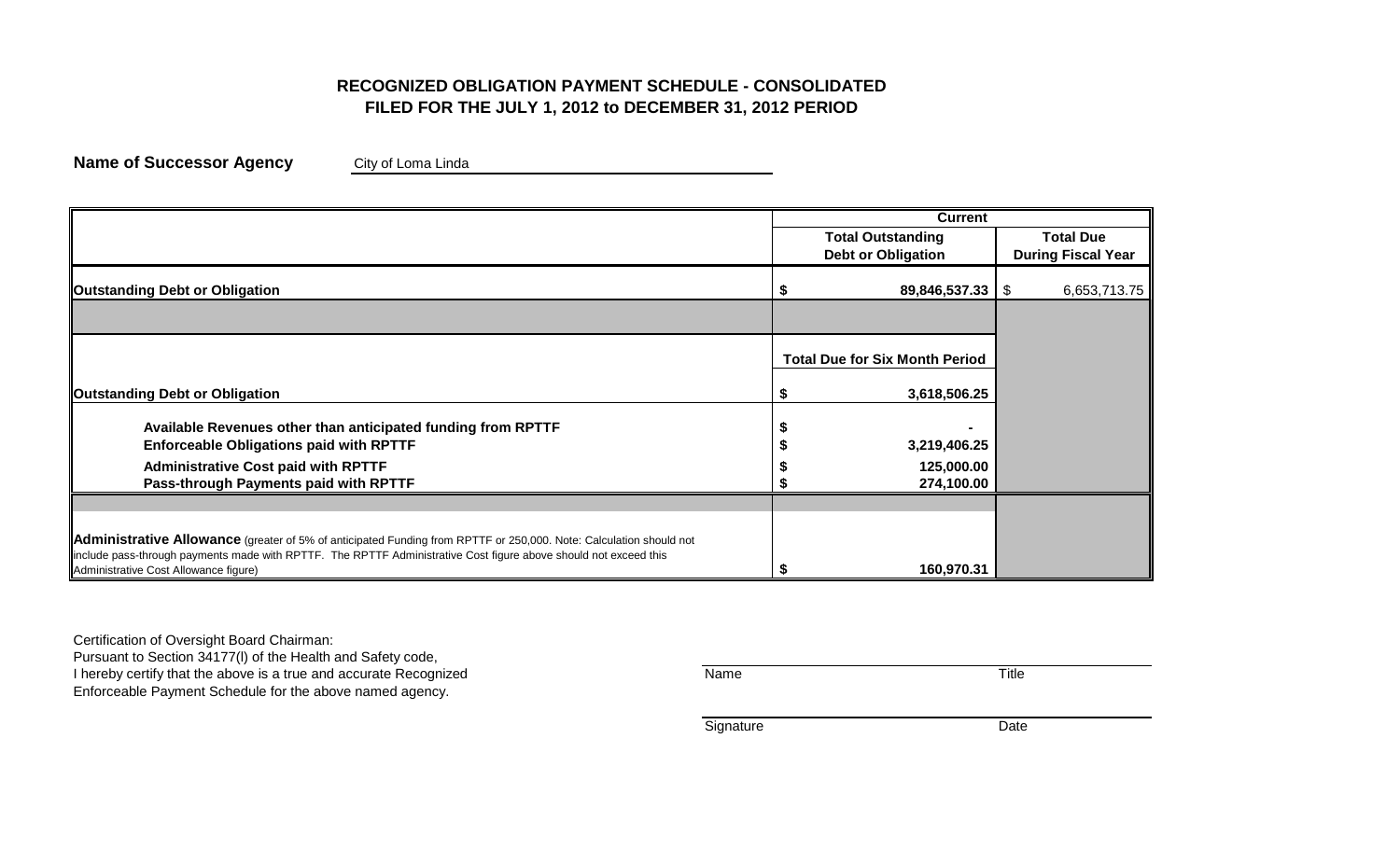# RECOGNIZED OBLIGATION PAYMENT SCHEDULE - CONSOLIDATED
## FILED FOR THE JULY 1, 2012 to DECEMBER 31, 2012 PERIOD

**Name of Successor Agency** City of Loma Linda

| | Current | |
|---|---|---|
| | **Total Outstanding Debt or Obligation** | **Total Due During Fiscal Year** |
| **Outstanding Debt or Obligation** | **$ 89,846,537.33** | $ 6,653,713.75 |
| | | |
| | **Total Due for Six Month Period** | |
| **Outstanding Debt or Obligation** | **$ 3,618,506.25** | |
| **Available Revenues other than anticipated funding from RPTTF** | **$ -** | |
| **Enforceable Obligations paid with RPTTF** | **$ 3,219,406.25** | |
| **Administrative Cost paid with RPTTF** | **$ 125,000.00** | |
| **Pass-through Payments paid with RPTTF** | **$ 274,100.00** | |
| | | |
| **Administrative Allowance** (greater of 5% of anticipated Funding from RPTTF or 250,000. Note: Calculation should not include pass-through payments made with RPTTF. The RPTTF Administrative Cost figure above should not exceed this Administrative Cost Allowance figure) | **$ 160,970.31** | |

Certification of Oversight Board Chairman:
Pursuant to Section 34177(l) of the Health and Safety code,
I hereby certify that the above is a true and accurate Recognized
Enforceable Payment Schedule for the above named agency.

Name Title

Signature Date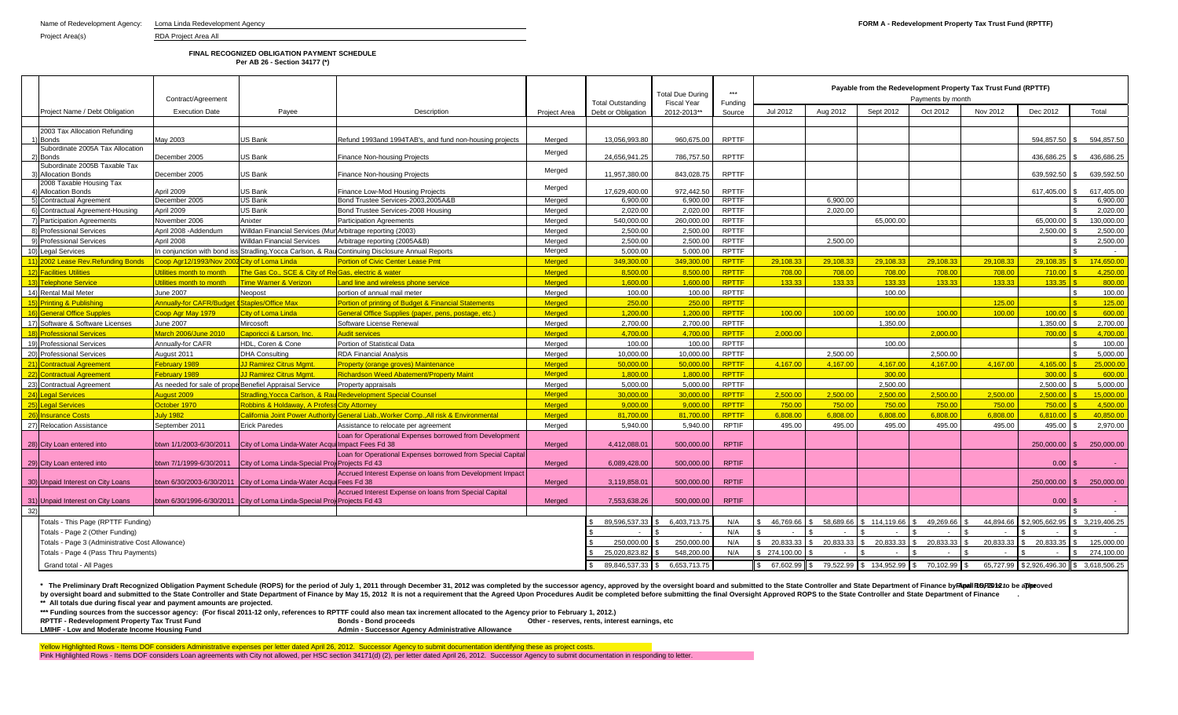Name of Redevelopment Agency: Loma Linda Redevelopment Agency

Project Area(s) RDA Project Area All

**FORM A - Redevelopment Property Tax Trust Fund (RPTTF)**

**FINAL RECOGNIZED OBLIGATION PAYMENT SCHEDULE**
**Per AB 26 - Section 34177 (*)**

| | Project Name / Debt Obligation | Contract/Agreement Execution Date | Payee | Description | Project Area | Total Outstanding Debt or Obligation | Total Due During Fiscal Year 2012-2013** | *** Funding Source | Payable from the Redevelopment Property Tax Trust Fund (RPTTF) Payments by month | | | | | | |
|---|---|---|---|---|---|---|---|---|---|---|---|---|---|---|---|
| | | | | | | | | | Jul 2012 | Aug 2012 | Sept 2012 | Oct 2012 | Nov 2012 | Dec 2012 | Total |
| 1) | 2003 Tax Allocation Refunding Bonds | May 2003 | US Bank | Refund 1993and 1994TAB's, and fund non-housing projects | Merged | 13,056,993.80 | 960,675.00 | RPTTF | | | | | | 594,857.50 | $ 594,857.50 |
| 2) | Subordinate 2005A Tax Allocation Bonds | December 2005 | US Bank | Finance Non-housing Projects | Merged | 24,656,941.25 | 786,757.50 | RPTTF | | | | | | 436,686.25 | $ 436,686.25 |
| 3) | Subordinate 2005B Taxable Tax Allocation Bonds | December 2005 | US Bank | Finance Non-housing Projects | Merged | 11,957,380.00 | 843,028.75 | RPTTF | | | | | | 639,592.50 | $ 639,592.50 |
| 4) | 2008 Taxable Housing Tax Allocation Bonds | April 2009 | US Bank | Finance Low-Mod Housing Projects | Merged | 17,629,400.00 | 972,442.50 | RPTTF | | | | | | 617,405.00 | $ 617,405.00 |
| 5) | Contractual Agreement | December 2005 | US Bank | Bond Trustee Services-2003,2005A&B | Merged | 6,900.00 | 6,900.00 | RPTTF | | 6,900.00 | | | | | $ 6,900.00 |
| 6) | Contractual Agreement-Housing | April 2009 | US Bank | Bond Trustee Services-2008 Housing | Merged | 2,020.00 | 2,020.00 | RPTTF | | 2,020.00 | | | | | $ 2,020.00 |
| 7) | Participation Agreements | November 2006 | Anixter | Participation Agreements | Merged | 540,000.00 | 260,000.00 | RPTTF | | | 65,000.00 | | | 65,000.00 | $ 130,000.00 |
| 8) | Professional Services | April 2008 -Addendum | Willdan Financial Services (Mur | Arbitrage reporting (2003) | Merged | 2,500.00 | 2,500.00 | RPTTF | | | | | | 2,500.00 | $ 2,500.00 |
| 9) | Professional Services | April 2008 | Willdan Financial Services | Arbitrage reporting (2005A&B) | Merged | 2,500.00 | 2,500.00 | RPTTF | | 2,500.00 | | | | | $ 2,500.00 |
| 10) | Legal Services | In conjunction with bond iss | Stradling,Yocca Carlson, & Rau | Continuing Disclosure Annual Reports | Merged | 5,000.00 | 5,000.00 | RPTTF | | | | | | | $ - |
| 11) | 2002 Lease Rev.Refunding Bonds | Coop Agr12/1993/Nov 2002 | City of Loma Linda | Portion of Civic Center Lease Pmt | Merged | 349,300.00 | 349,300.00 | RPTTF | 29,108.33 | 29,108.33 | 29,108.33 | 29,108.33 | 29,108.33 | 29,108.35 | $ 174,650.00 |
| 12) | Facilities Utilities | Utilities month to month | The Gas Co., SCE & City of Re | Gas, electric & water | Merged | 8,500.00 | 8,500.00 | RPTTF | 708.00 | 708.00 | 708.00 | 708.00 | 708.00 | 710.00 | $ 4,250.00 |
| 13) | Telephone Service | Utilities month to month | Time Warner & Verizon | Land line and wireless phone service | Merged | 1,600.00 | 1,600.00 | RPTTF | 133.33 | 133.33 | 133.33 | 133.33 | 133.33 | 133.35 | $ 800.00 |
| 14) | Rental Mail Meter | June 2007 | Neopost | portion of annual mail meter | Merged | 100.00 | 100.00 | RPTTF | | | 100.00 | | | | $ 100.00 |
| 15) | Printing & Publishing | Annually-for CAFR/Budget | Staples/Office Max | Portion of printing of Budget & Financial Statements | Merged | 250.00 | 250.00 | RPTTF | | | | | 125.00 | | $ 125.00 |
| 16) | General Office Supplies | Coop Agr May 1979 | City of Loma Linda | General Office Supplies (paper, pens, postage, etc.) | Merged | 1,200.00 | 1,200.00 | RPTTF | 100.00 | 100.00 | 100.00 | 100.00 | 100.00 | 100.00 | $ 600.00 |
| 17) | Software & Software Licenses | June 2007 | Mircosoft | Software License Renewal | Merged | 2,700.00 | 2,700.00 | RPTTF | | | 1,350.00 | | | 1,350.00 | $ 2,700.00 |
| 18) | Professional Services | March 2006/June 2010 | Caporicci & Larson, Inc. | Audit services | Merged | 4,700.00 | 4,700.00 | RPTTF | 2,000.00 | | | 2,000.00 | | 700.00 | $ 4,700.00 |
| 19) | Professional Services | Annually-for CAFR | HDL, Coren & Cone | Portion of Statistical Data | Merged | 100.00 | 100.00 | RPTTF | | | 100.00 | | | | $ 100.00 |
| 20) | Professional Services | August 2011 | DHA Consulting | RDA Financial Analysis | Merged | 10,000.00 | 10,000.00 | RPTTF | | 2,500.00 | | 2,500.00 | | | $ 5,000.00 |
| 21) | Contractual Agreement | February 1989 | JJ Ramirez Citrus Mgmt. | Property (orange groves) Maintenance | Merged | 50,000.00 | 50,000.00 | RPTTF | 4,167.00 | 4,167.00 | 4,167.00 | 4,167.00 | 4,167.00 | 4,165.00 | $ 25,000.00 |
| 22) | Contractual Agreement | February 1989 | JJ Ramirez Citrus Mgmt. | Richardson Weed Abatement/Property Maint | Merged | 1,800.00 | 1,800.00 | RPTTF | | | 300.00 | | | 300.00 | $ 600.00 |
| 23) | Contractual Agreement | As needed for sale of prope | Benefiel Appraisal Service | Property appraisals | Merged | 5,000.00 | 5,000.00 | RPTTF | | | 2,500.00 | | | 2,500.00 | $ 5,000.00 |
| 24) | Legal Services | August 2009 | Stradling,Yocca Carlson, & Rau | Redevelopment Special Counsel | Merged | 30,000.00 | 30,000.00 | RPTTF | 2,500.00 | 2,500.00 | 2,500.00 | 2,500.00 | 2,500.00 | 2,500.00 | $ 15,000.00 |
| 25) | Legal Services | October 1970 | Robbins & Holdaway, A Profess | City Attorney | Merged | 9,000.00 | 9,000.00 | RPTTF | 750.00 | 750.00 | 750.00 | 750.00 | 750.00 | 750.00 | $ 4,500.00 |
| 26) | Insurance Costs | July 1982 | California Joint Power Authority | General Liab.,Worker Comp.,All risk & Environmental | Merged | 81,700.00 | 81,700.00 | RPTTF | 6,808.00 | 6,808.00 | 6,808.00 | 6,808.00 | 6,808.00 | 6,810.00 | $ 40,850.00 |
| 27) | Relocation Assistance | September 2011 | Erick Paredes | Assistance to relocate per agreement | Merged | 5,940.00 | 5,940.00 | RPTIF | 495.00 | 495.00 | 495.00 | 495.00 | 495.00 | 495.00 | $ 2,970.00 |
| 28) | City Loan entered into | btwn 1/1/2003-6/30/2011 | City of Loma Linda-Water Acqui | Loan for Operational Expenses borrowed from Development Impact Fees Fd 38 | Merged | 4,412,088.01 | 500,000.00 | RPTIF | | | | | | 250,000.00 | $ 250,000.00 |
| 29) | City Loan entered into | btwn 7/1/1999-6/30/2011 | City of Loma Linda-Special Proj | Loan for Operational Expenses borrowed from Special Capital Projects Fd 43 | Merged | 6,089,428.00 | 500,000.00 | RPTIF | | | | | | 0.00 | $ - |
| 30) | Unpaid Interest on City Loans | btwn 6/30/2003-6/30/2011 | City of Loma Linda-Water Acqui | Accrued Interest Expense on loans from Development Impact Fees Fd 38 | Merged | 3,119,858.01 | 500,000.00 | RPTIF | | | | | | 250,000.00 | $ 250,000.00 |
| 31) | Unpaid Interest on City Loans | btwn 6/30/1996-6/30/2011 | City of Loma Linda-Special Proj | Accrued Interest Expense on loans from Special Capital Projects Fd 43 | Merged | 7,553,638.26 | 500,000.00 | RPTIF | | | | | | 0.00 | $ - |
| 32) | | | | | | | | | | | | | | | $ - |
| | Totals - This Page (RPTTF Funding) | | | | | $ 89,596,537.33 | $ 6,403,713.75 | N/A | $ 46,769.66 | $ 58,689.66 | $ 114,119.66 | $ 49,269.66 | $ 44,894.66 | $ 2,905,662.95 | $ 3,219,406.25 |
| | Totals - Page 2 (Other Funding) | | | | | $ - | $ - | N/A | $ - | $ - | $ - | $ - | $ - | $ - | $ - |
| | Totals - Page 3 (Administrative Cost Allowance) | | | | | $ 250,000.00 | $ 250,000.00 | N/A | $ 20,833.33 | $ 20,833.33 | $ 20,833.33 | $ 20,833.33 | $ 20,833.33 | $ 20,833.35 | $ 125,000.00 |
| | Totals - Page 4 (Pass Thru Payments) | | | | | $ 25,020,823.82 | $ 548,200.00 | N/A | $ 274,100.00 | $ - | $ - | $ - | $ - | $ - | $ 274,100.00 |
| | Grand total - All Pages | | | | | $ 89,846,537.33 | $ 6,653,713.75 | | $ 67,602.99 | $ 79,522.99 | $ 134,952.99 | $ 70,102.99 | $ 65,727.99 | $ 2,926,496.30 | $ 3,618,506.25 |

\* The Preliminary Draft Recognized Obligation Payment Schedule (ROPS) for the period of July 1, 2011 through December 31, 2012 was completed by the successor agency, approved by the oversight board and submitted to the State Controller and State Department of Finance by April 15, 2012. It is to be approved by oversight board and submitted to the State Controller and State Department of Finance by May 15, 2012 It is not a requirement that the Agreed Upon Procedures Audit be completed before submitting the final Oversight Approved ROPS to the State Controller and State Department of Finance .

\*\* All totals due during fiscal year and payment amounts are projected.

\*\*\* Funding sources from the successor agency: (For fiscal 2011-12 only, references to RPTTF could also mean tax increment allocated to the Agency prior to February 1, 2012.)

RPTTF - Redevelopment Property Tax Trust Fund — Bonds - Bond proceeds — Other - reserves, rents, interest earnings, etc

LMIHF - Low and Moderate Income Housing Fund — Admin - Successor Agency Administrative Allowance

Yellow Highlighted Rows - Items DOF considers Administrative expenses per letter dated April 26, 2012. Successor Agency to submit documentation identifying these as project costs.

Pink Highlighted Rows - Items DOF considers Loan agreements with City not allowed, per HSC section 34171(d) (2), per letter dated April 26, 2012. Successor Agency to submit documentation in responding to letter.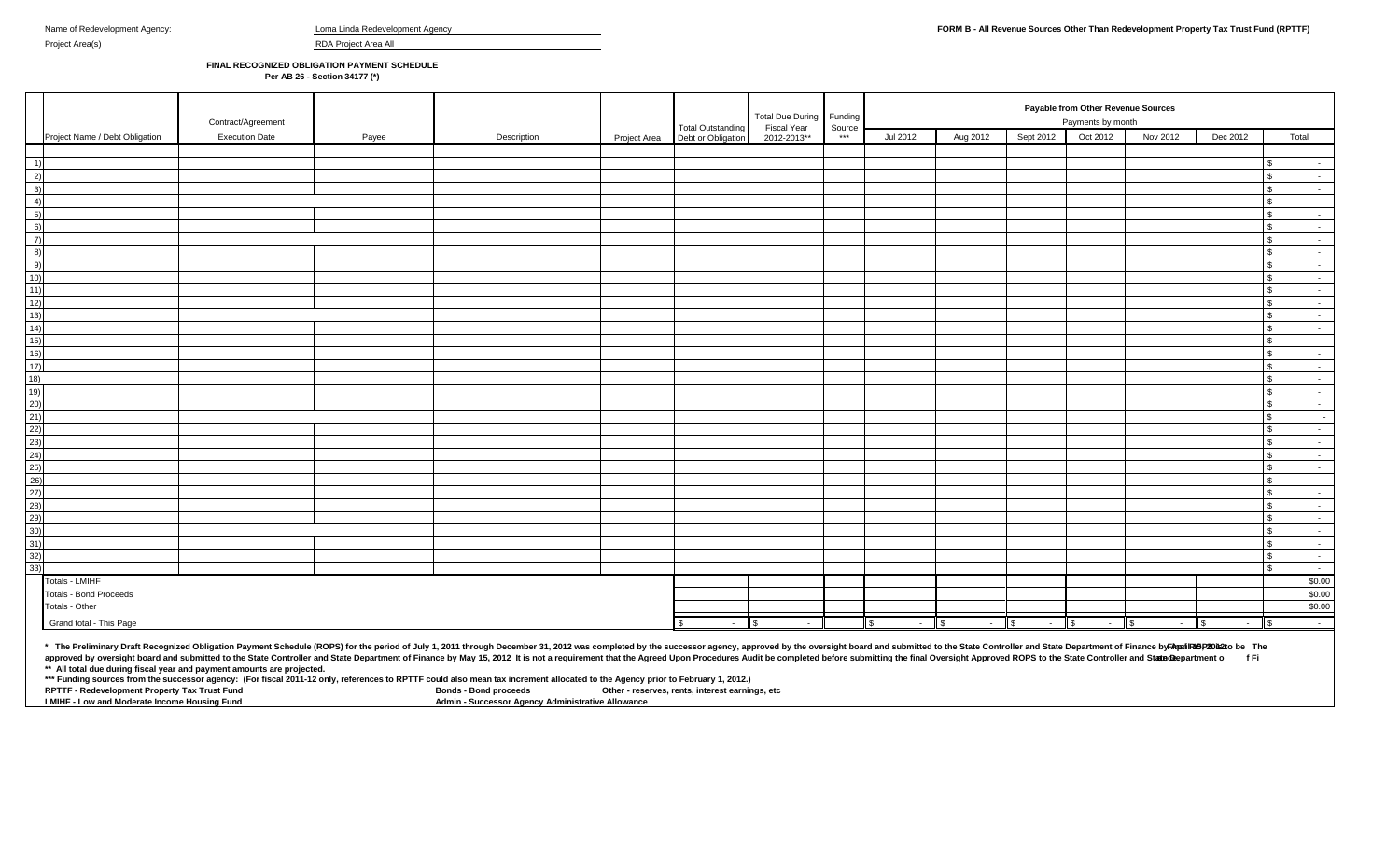Name of Redevelopment Agency: Loma Linda Redevelopment Agency

Project Area(s) RDA Project Area All

**FORM B - All Revenue Sources Other Than Redevelopment Property Tax Trust Fund (RPTTF)**

**FINAL RECOGNIZED OBLIGATION PAYMENT SCHEDULE**
**Per AB 26 - Section 34177 (*)**

| | Project Name / Debt Obligation | Contract/Agreement Execution Date | Payee | Description | Project Area | Total Outstanding Debt or Obligation | Total Due During Fiscal Year 2012-2013** | Funding Source *** | Payable from Other Revenue Sources Payments by month | | | | | | |
|---|---|---|---|---|---|---|---|---|---|---|---|---|---|---|---|
| | | | | | | | | | Jul 2012 | Aug 2012 | Sept 2012 | Oct 2012 | Nov 2012 | Dec 2012 | Total |
| 1) | | | | | | | | | | | | | | | $ - |
| 2) | | | | | | | | | | | | | | | $ - |
| 3) | | | | | | | | | | | | | | | $ - |
| 4) | | | | | | | | | | | | | | | $ - |
| 5) | | | | | | | | | | | | | | | $ - |
| 6) | | | | | | | | | | | | | | | $ - |
| 7) | | | | | | | | | | | | | | | $ - |
| 8) | | | | | | | | | | | | | | | $ - |
| 9) | | | | | | | | | | | | | | | $ - |
| 10) | | | | | | | | | | | | | | | $ - |
| 11) | | | | | | | | | | | | | | | $ - |
| 12) | | | | | | | | | | | | | | | $ - |
| 13) | | | | | | | | | | | | | | | $ - |
| 14) | | | | | | | | | | | | | | | $ - |
| 15) | | | | | | | | | | | | | | | $ - |
| 16) | | | | | | | | | | | | | | | $ - |
| 17) | | | | | | | | | | | | | | | $ - |
| 18) | | | | | | | | | | | | | | | $ - |
| 19) | | | | | | | | | | | | | | | $ - |
| 20) | | | | | | | | | | | | | | | $ - |
| 21) | | | | | | | | | | | | | | | $ - |
| 22) | | | | | | | | | | | | | | | $ - |
| 23) | | | | | | | | | | | | | | | $ - |
| 24) | | | | | | | | | | | | | | | $ - |
| 25) | | | | | | | | | | | | | | | $ - |
| 26) | | | | | | | | | | | | | | | $ - |
| 27) | | | | | | | | | | | | | | | $ - |
| 28) | | | | | | | | | | | | | | | $ - |
| 29) | | | | | | | | | | | | | | | $ - |
| 30) | | | | | | | | | | | | | | | $ - |
| 31) | | | | | | | | | | | | | | | $ - |
| 32) | | | | | | | | | | | | | | | $ - |
| 33) | | | | | | | | | | | | | | | $ - |
| | Totals - LMIHF | | | | | | | | | | | | | | $0.00 |
| | Totals - Bond Proceeds | | | | | | | | | | | | | | $0.00 |
| | Totals - Other | | | | | | | | | | | | | | $0.00 |
| | Grand total - This Page | | | | | $ - | $ - | | $ - | $ - | $ - | $ - | $ - | $ - | $ - |

\* The Preliminary Draft Recognized Obligation Payment Schedule (ROPS) for the period of July 1, 2011 through December 31, 2012 was completed by the successor agency, approved by the oversight board and submitted to the State Controller and State Department of Finance by April 15, 2012 to be The approved by oversight board and submitted to the State Controller and State Department of Finance by May 15, 2012 It is not a requirement that the Agreed Upon Procedures Audit be completed before submitting the final Oversight Approved ROPS to the State Controller and State Department of Fi

\** All total due during fiscal year and payment amounts are projected.

\*** Funding sources from the successor agency: (For fiscal 2011-12 only, references to RPTTF could also mean tax increment allocated to the Agency prior to February 1, 2012.)

**RPTTF - Redevelopment Property Tax Trust Fund** **Bonds - Bond proceeds** **Other - reserves, rents, interest earnings, etc**

**LMIHF - Low and Moderate Income Housing Fund** **Admin - Successor Agency Administrative Allowance**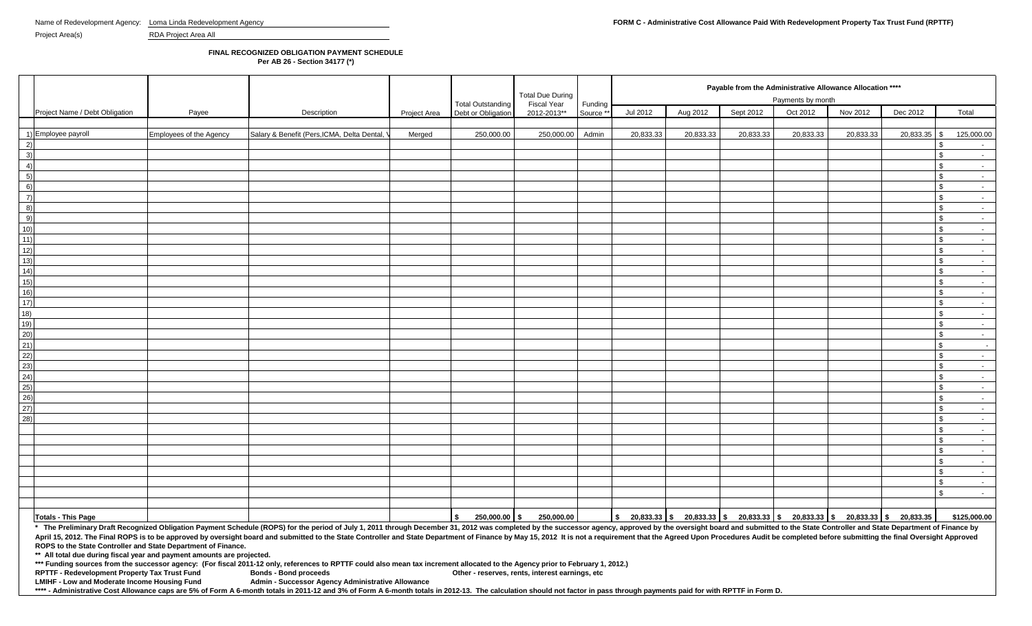Name of Redevelopment Agency: Loma Linda Redevelopment Agency

Project Area(s) RDA Project Area All

**FORM C - Administrative Cost Allowance Paid With Redevelopment Property Tax Trust Fund (RPTTF)**

**FINAL RECOGNIZED OBLIGATION PAYMENT SCHEDULE**
**Per AB 26 - Section 34177 (*)**

| | Project Name / Debt Obligation | Payee | Description | Project Area | Total Outstanding Debt or Obligation | Total Due During Fiscal Year 2012-2013** | Funding Source ** | Payable from the Administrative Allowance Allocation **** Payments by month | | | | | | |
|---|---|---|---|---|---|---|---|---|---|---|---|---|---|---|
| | | | | | | | | Jul 2012 | Aug 2012 | Sept 2012 | Oct 2012 | Nov 2012 | Dec 2012 | Total |
| 1) | Employee payroll | Employees of the Agency | Salary & Benefit (Pers,ICMA, Delta Dental, V | Merged | 250,000.00 | 250,000.00 | Admin | 20,833.33 | 20,833.33 | 20,833.33 | 20,833.33 | 20,833.33 | 20,833.35 | $ 125,000.00 |
| 2) | | | | | | | | | | | | | | $ - |
| 3) | | | | | | | | | | | | | | $ - |
| 4) | | | | | | | | | | | | | | $ - |
| 5) | | | | | | | | | | | | | | $ - |
| 6) | | | | | | | | | | | | | | $ - |
| 7) | | | | | | | | | | | | | | $ - |
| 8) | | | | | | | | | | | | | | $ - |
| 9) | | | | | | | | | | | | | | $ - |
| 10) | | | | | | | | | | | | | | $ - |
| 11) | | | | | | | | | | | | | | $ - |
| 12) | | | | | | | | | | | | | | $ - |
| 13) | | | | | | | | | | | | | | $ - |
| 14) | | | | | | | | | | | | | | $ - |
| 15) | | | | | | | | | | | | | | $ - |
| 16) | | | | | | | | | | | | | | $ - |
| 17) | | | | | | | | | | | | | | $ - |
| 18) | | | | | | | | | | | | | | $ - |
| 19) | | | | | | | | | | | | | | $ - |
| 20) | | | | | | | | | | | | | | $ - |
| 21) | | | | | | | | | | | | | | $ - |
| 22) | | | | | | | | | | | | | | $ - |
| 23) | | | | | | | | | | | | | | $ - |
| 24) | | | | | | | | | | | | | | $ - |
| 25) | | | | | | | | | | | | | | $ - |
| 26) | | | | | | | | | | | | | | $ - |
| 27) | | | | | | | | | | | | | | $ - |
| 28) | | | | | | | | | | | | | | $ - |
| | | | | | | | | | | | | | | $ - |
| | | | | | | | | | | | | | | $ - |
| | | | | | | | | | | | | | | $ - |
| | | | | | | | | | | | | | | $ - |
| | | | | | | | | | | | | | | $ - |
| | | | | | | | | | | | | | | $ - |
| | | | | | | | | | | | | | | $ - |
| | **Totals - This Page** | | | | **$ 250,000.00** | **$ 250,000.00** | | **$ 20,833.33** | **$ 20,833.33** | **$ 20,833.33** | **$ 20,833.33** | **$ 20,833.33** | **$ 20,833.35** | **$125,000.00** |

**\* The Preliminary Draft Recognized Obligation Payment Schedule (ROPS) for the period of July 1, 2011 through December 31, 2012 was completed by the successor agency, approved by the oversight board and submitted to the State Controller and State Department of Finance by April 15, 2012. The Final ROPS is to be approved by oversight board and submitted to the State Controller and State Department of Finance by May 15, 2012 It is not a requirement that the Agreed Upon Procedures Audit be completed before submitting the final Oversight Approved ROPS to the State Controller and State Department of Finance.**

**\*\* All total due during fiscal year and payment amounts are projected.**

**\*\*\* Funding sources from the successor agency: (For fiscal 2011-12 only, references to RPTTF could also mean tax increment allocated to the Agency prior to February 1, 2012.)**

**RPTTF - Redevelopment Property Tax Trust Fund** **Bonds - Bond proceeds** **Other - reserves, rents, interest earnings, etc**

**LMIHF - Low and Moderate Income Housing Fund** **Admin - Successor Agency Administrative Allowance**

**\*\*\*\* - Administrative Cost Allowance caps are 5% of Form A 6-month totals in 2011-12 and 3% of Form A 6-month totals in 2012-13. The calculation should not factor in pass through payments paid for with RPTTF in Form D.**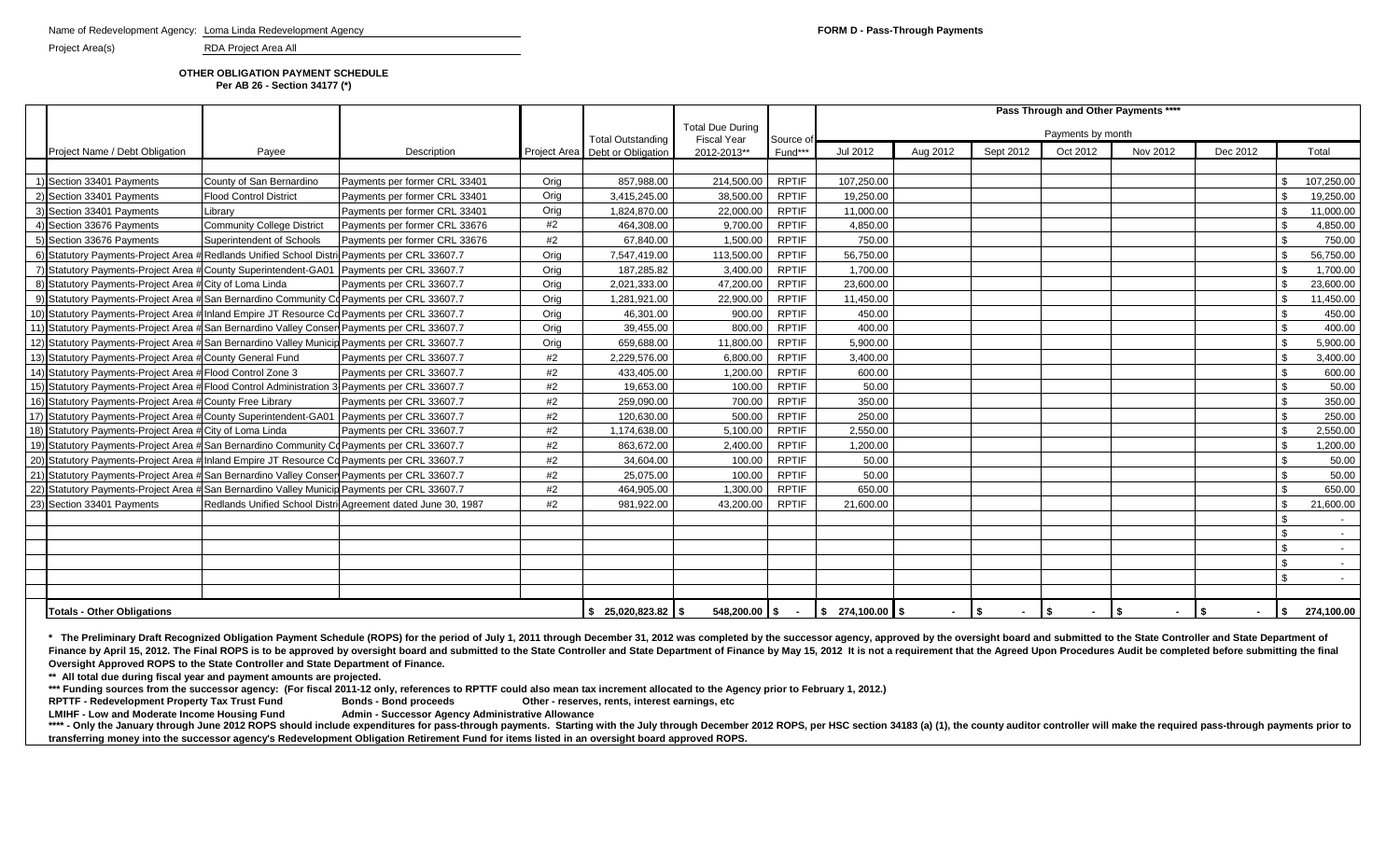Name of Redevelopment Agency: Loma Linda Redevelopment Agency

Project Area(s) RDA Project Area All

**FORM D - Pass-Through Payments**

**OTHER OBLIGATION PAYMENT SCHEDULE**
**Per AB 26 - Section 34177 (\*)**

| | | | | | | | Pass Through and Other Payments **** | | | | | | |
|---|---|---|---|---|---|---|---|---|---|---|---|---|---|
| | | | | | | | Payments by month | | | | | | |
| Project Name / Debt Obligation | Payee | Description | Project Area | Total Outstanding Debt or Obligation | Total Due During Fiscal Year 2012-2013** | Source of Fund*** | Jul 2012 | Aug 2012 | Sept 2012 | Oct 2012 | Nov 2012 | Dec 2012 | Total |
| 1) Section 33401 Payments | County of San Bernardino | Payments per former CRL 33401 | Orig | 857,988.00 | 214,500.00 | RPTIF | 107,250.00 | | | | | | $ 107,250.00 |
| 2) Section 33401 Payments | Flood Control District | Payments per former CRL 33401 | Orig | 3,415,245.00 | 38,500.00 | RPTIF | 19,250.00 | | | | | | $ 19,250.00 |
| 3) Section 33401 Payments | Library | Payments per former CRL 33401 | Orig | 1,824,870.00 | 22,000.00 | RPTIF | 11,000.00 | | | | | | $ 11,000.00 |
| 4) Section 33676 Payments | Community College District | Payments per former CRL 33676 | #2 | 464,308.00 | 9,700.00 | RPTIF | 4,850.00 | | | | | | $ 4,850.00 |
| 5) Section 33676 Payments | Superintendent of Schools | Payments per former CRL 33676 | #2 | 67,840.00 | 1,500.00 | RPTIF | 750.00 | | | | | | $ 750.00 |
| 6) Statutory Payments-Project Area # | Redlands Unified School Distri | Payments per CRL 33607.7 | Orig | 7,547,419.00 | 113,500.00 | RPTIF | 56,750.00 | | | | | | $ 56,750.00 |
| 7) Statutory Payments-Project Area # | County Superintendent-GA01 | Payments per CRL 33607.7 | Orig | 187,285.82 | 3,400.00 | RPTIF | 1,700.00 | | | | | | $ 1,700.00 |
| 8) Statutory Payments-Project Area # | City of Loma Linda | Payments per CRL 33607.7 | Orig | 2,021,333.00 | 47,200.00 | RPTIF | 23,600.00 | | | | | | $ 23,600.00 |
| 9) Statutory Payments-Project Area # | San Bernardino Community Co | Payments per CRL 33607.7 | Orig | 1,281,921.00 | 22,900.00 | RPTIF | 11,450.00 | | | | | | $ 11,450.00 |
| 10) Statutory Payments-Project Area # | Inland Empire JT Resource Co | Payments per CRL 33607.7 | Orig | 46,301.00 | 900.00 | RPTIF | 450.00 | | | | | | $ 450.00 |
| 11) Statutory Payments-Project Area # | San Bernardino Valley Conser | Payments per CRL 33607.7 | Orig | 39,455.00 | 800.00 | RPTIF | 400.00 | | | | | | $ 400.00 |
| 12) Statutory Payments-Project Area # | San Bernardino Valley Municip | Payments per CRL 33607.7 | Orig | 659,688.00 | 11,800.00 | RPTIF | 5,900.00 | | | | | | $ 5,900.00 |
| 13) Statutory Payments-Project Area # | County General Fund | Payments per CRL 33607.7 | #2 | 2,229,576.00 | 6,800.00 | RPTIF | 3,400.00 | | | | | | $ 3,400.00 |
| 14) Statutory Payments-Project Area # | Flood Control Zone 3 | Payments per CRL 33607.7 | #2 | 433,405.00 | 1,200.00 | RPTIF | 600.00 | | | | | | $ 600.00 |
| 15) Statutory Payments-Project Area # | Flood Control Administration 3 | Payments per CRL 33607.7 | #2 | 19,653.00 | 100.00 | RPTIF | 50.00 | | | | | | $ 50.00 |
| 16) Statutory Payments-Project Area # | County Free Library | Payments per CRL 33607.7 | #2 | 259,090.00 | 700.00 | RPTIF | 350.00 | | | | | | $ 350.00 |
| 17) Statutory Payments-Project Area # | County Superintendent-GA01 | Payments per CRL 33607.7 | #2 | 120,630.00 | 500.00 | RPTIF | 250.00 | | | | | | $ 250.00 |
| 18) Statutory Payments-Project Area # | City of Loma Linda | Payments per CRL 33607.7 | #2 | 1,174,638.00 | 5,100.00 | RPTIF | 2,550.00 | | | | | | $ 2,550.00 |
| 19) Statutory Payments-Project Area # | San Bernardino Community Co | Payments per CRL 33607.7 | #2 | 863,672.00 | 2,400.00 | RPTIF | 1,200.00 | | | | | | $ 1,200.00 |
| 20) Statutory Payments-Project Area # | Inland Empire JT Resource Co | Payments per CRL 33607.7 | #2 | 34,604.00 | 100.00 | RPTIF | 50.00 | | | | | | $ 50.00 |
| 21) Statutory Payments-Project Area # | San Bernardino Valley Conser | Payments per CRL 33607.7 | #2 | 25,075.00 | 100.00 | RPTIF | 50.00 | | | | | | $ 50.00 |
| 22) Statutory Payments-Project Area # | San Bernardino Valley Municip | Payments per CRL 33607.7 | #2 | 464,905.00 | 1,300.00 | RPTIF | 650.00 | | | | | | $ 650.00 |
| 23) Section 33401 Payments | Redlands Unified School Distri | Agreement dated June 30, 1987 | #2 | 981,922.00 | 43,200.00 | RPTIF | 21,600.00 | | | | | | $ 21,600.00 |
| | | | | | | | | | | | | | $ - |
| | | | | | | | | | | | | | $ - |
| | | | | | | | | | | | | | $ - |
| | | | | | | | | | | | | | $ - |
| | | | | | | | | | | | | | $ - |
| **Totals - Other Obligations** | | | | $ 25,020,823.82 | $ 548,200.00 | $ - | $ 274,100.00 | $ - | $ - | $ - | $ - | $ - | $ 274,100.00 |

\* The Preliminary Draft Recognized Obligation Payment Schedule (ROPS) for the period of July 1, 2011 through December 31, 2012 was completed by the successor agency, approved by the oversight board and submitted to the State Controller and State Department of Finance by April 15, 2012. The Final ROPS is to be approved by oversight board and submitted to the State Controller and State Department of Finance by May 15, 2012 It is not a requirement that the Agreed Upon Procedures Audit be completed before submitting the final Oversight Approved ROPS to the State Controller and State Department of Finance.

\*\* All total due during fiscal year and payment amounts are projected.

\*\*\* Funding sources from the successor agency: (For fiscal 2011-12 only, references to RPTTF could also mean tax increment allocated to the Agency prior to February 1, 2012.)

RPTTF - Redevelopment Property Tax Trust Fund    Bonds - Bond proceeds    Other - reserves, rents, interest earnings, etc

LMIHF - Low and Moderate Income Housing Fund    Admin - Successor Agency Administrative Allowance

\*\*\*\* - Only the January through June 2012 ROPS should include expenditures for pass-through payments. Starting with the July through December 2012 ROPS, per HSC section 34183 (a) (1), the county auditor controller will make the required pass-through payments prior to transferring money into the successor agency's Redevelopment Obligation Retirement Fund for items listed in an oversight board approved ROPS.